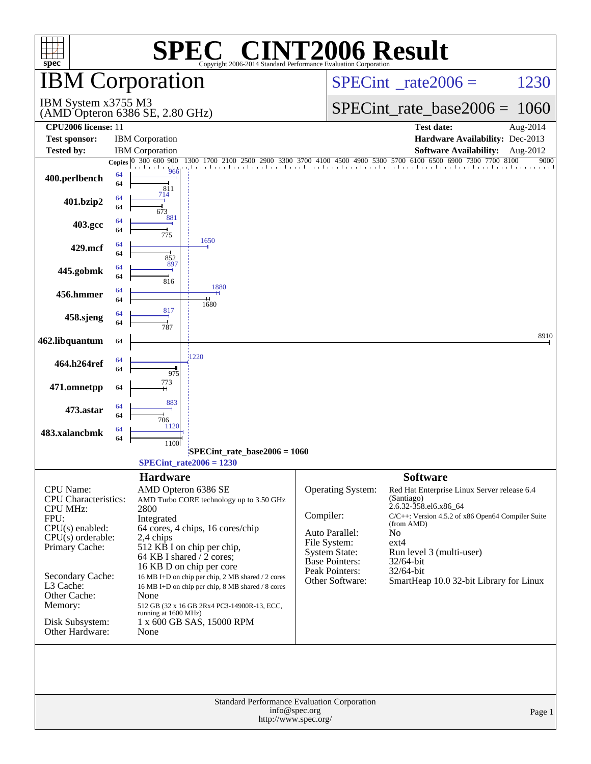# SPEC CINT2006 Result

Copyright 2006-2014 Standard Performance Evaluation Corporation

## IBM Corporation

IBM System x3755 M3
(AMD Opteron 6386 SE, 2.80 GHz)

SPECint_rate2006 = 1230

SPECint_rate_base2006 = 1060

| | | | |
|---|---|---|---|
| **CPU2006 license:** 11 | | **Test date:** | Aug-2014 |
| **Test sponsor:** | IBM Corporation | **Hardware Availability:** | Dec-2013 |
| **Tested by:** | IBM Corporation | **Software Availability:** | Aug-2012 |

| Benchmark | Copies (peak) | Copies (base) | Peak | Base |
|---|---|---|---|---|
| 400.perlbench | 64 | 64 | 966 | 811 |
| 401.bzip2 | 64 | 64 | 714 | 673 |
| 403.gcc | 64 | 64 | 881 | 775 |
| 429.mcf | 64 | 64 | 1650 | 852 |
| 445.gobmk | 64 | 64 | 897 | 816 |
| 456.hmmer | 64 | 64 | 1880 | 1680 |
| 458.sjeng | 64 | 64 | 817 | 787 |
| 462.libquantum | | 64 | | 8910 |
| 464.h264ref | 64 | 64 | 1220 | 975 |
| 471.omnetpp | | 64 | | 773 |
| 473.astar | 64 | 64 | 883 | 706 |
| 483.xalancbmk | 64 | 64 | 1120 | 1100 |

SPECint_rate_base2006 = 1060

SPECint_rate2006 = 1230

### Hardware

| | |
|---|---|
| CPU Name: | AMD Opteron 6386 SE |
| CPU Characteristics: | AMD Turbo CORE technology up to 3.50 GHz |
| CPU MHz: | 2800 |
| FPU: | Integrated |
| CPU(s) enabled: | 64 cores, 4 chips, 16 cores/chip |
| CPU(s) orderable: | 2,4 chips |
| Primary Cache: | 512 KB I on chip per chip, 64 KB I shared / 2 cores; 16 KB D on chip per core |
| Secondary Cache: | 16 MB I+D on chip per chip, 2 MB shared / 2 cores |
| L3 Cache: | 16 MB I+D on chip per chip, 8 MB shared / 8 cores |
| Other Cache: | None |
| Memory: | 512 GB (32 x 16 GB 2Rx4 PC3-14900R-13, ECC, running at 1600 MHz) |
| Disk Subsystem: | 1 x 600 GB SAS, 15000 RPM |
| Other Hardware: | None |

### Software

| | |
|---|---|
| Operating System: | Red Hat Enterprise Linux Server release 6.4 (Santiago) 2.6.32-358.el6.x86_64 |
| Compiler: | C/C++: Version 4.5.2 of x86 Open64 Compiler Suite (from AMD) |
| Auto Parallel: | No |
| File System: | ext4 |
| System State: | Run level 3 (multi-user) |
| Base Pointers: | 32/64-bit |
| Peak Pointers: | 32/64-bit |
| Other Software: | SmartHeap 10.0 32-bit Library for Linux |

Standard Performance Evaluation Corporation
info@spec.org
http://www.spec.org/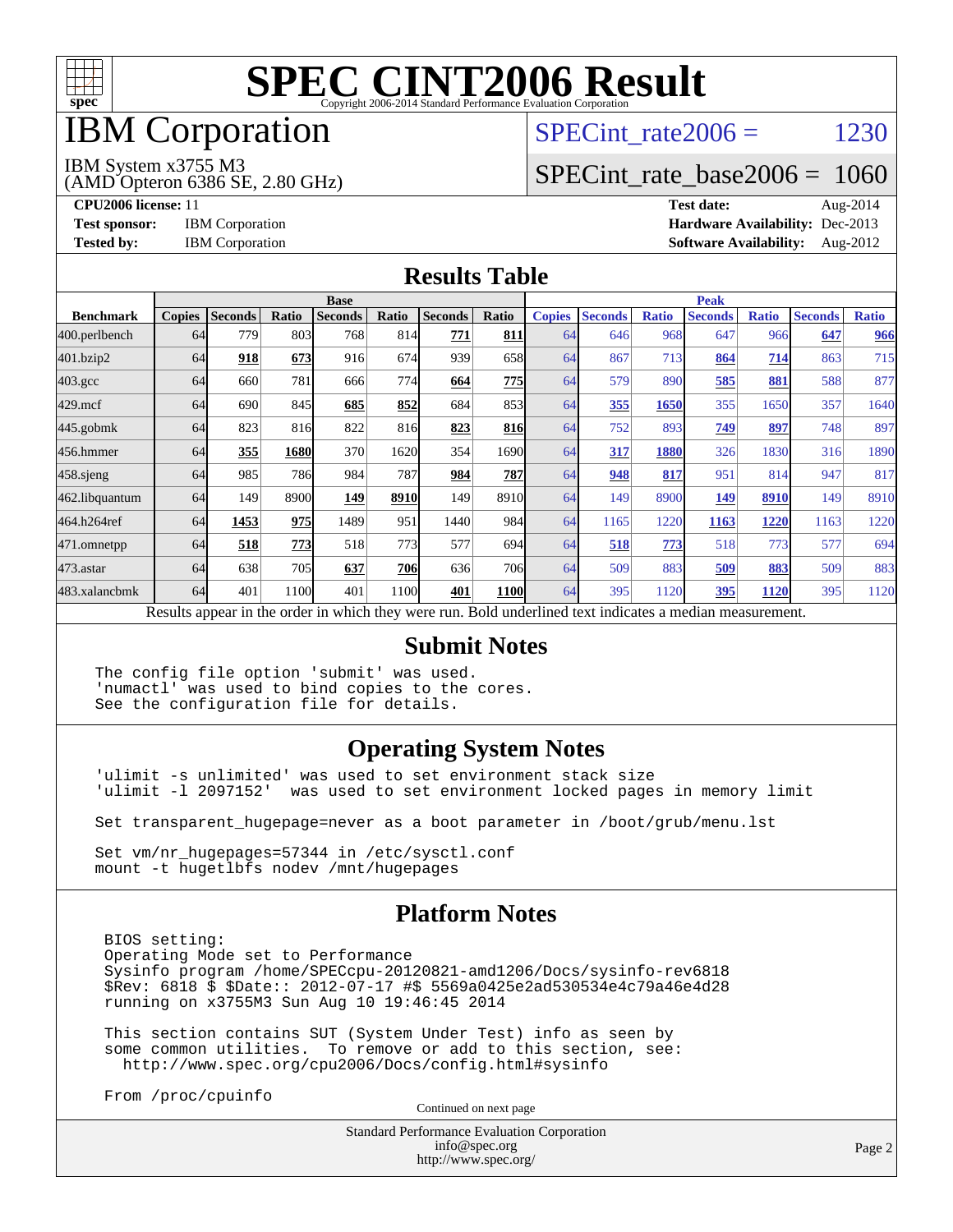# SPEC CINT2006 Result

Copyright 2006-2014 Standard Performance Evaluation Corporation

# IBM Corporation

IBM System x3755 M3
(AMD Opteron 6386 SE, 2.80 GHz)

SPECint_rate2006 = 1230

SPECint_rate_base2006 = 1060

**CPU2006 license:** 11
**Test sponsor:** IBM Corporation
**Tested by:** IBM Corporation

**Test date:** Aug-2014
**Hardware Availability:** Dec-2013
**Software Availability:** Aug-2012

## Results Table

| Benchmark | Base | | | | | | | Peak | | | | | | |
|---|---|---|---|---|---|---|---|---|---|---|---|---|---|---|
| | Copies | Seconds | Ratio | Seconds | Ratio | Seconds | Ratio | Copies | Seconds | Ratio | Seconds | Ratio | Seconds | Ratio |
| 400.perlbench | 64 | 779 | 803 | 768 | 814 | **771** | **811** | 64 | 646 | 968 | 647 | 966 | **647** | **966** |
| 401.bzip2 | 64 | **918** | **673** | 916 | 674 | 939 | 658 | 64 | 867 | 713 | **864** | **714** | 863 | 715 |
| 403.gcc | 64 | 660 | 781 | 666 | 774 | **664** | **775** | 64 | 579 | 890 | **585** | **881** | 588 | 877 |
| 429.mcf | 64 | 690 | 845 | **685** | **852** | 684 | 853 | 64 | **355** | **1650** | 355 | 1650 | 357 | 1640 |
| 445.gobmk | 64 | 823 | 816 | 822 | 816 | **823** | **816** | 64 | 752 | 893 | **749** | **897** | 748 | 897 |
| 456.hmmer | 64 | **355** | **1680** | 370 | 1620 | 354 | 1690 | 64 | **317** | **1880** | 326 | 1830 | 316 | 1890 |
| 458.sjeng | 64 | 985 | 786 | 984 | 787 | **984** | **787** | 64 | **948** | **817** | 951 | 814 | 947 | 817 |
| 462.libquantum | 64 | 149 | 8900 | **149** | **8910** | 149 | 8910 | 64 | 149 | 8900 | **149** | **8910** | 149 | 8910 |
| 464.h264ref | 64 | **1453** | **975** | 1489 | 951 | 1440 | 984 | 64 | 1165 | 1220 | **1163** | **1220** | 1163 | 1220 |
| 471.omnetpp | 64 | **518** | **773** | 518 | 773 | 577 | 694 | 64 | **518** | **773** | 518 | 773 | 577 | 694 |
| 473.astar | 64 | 638 | 705 | **637** | **706** | 636 | 706 | 64 | 509 | 883 | **509** | **883** | 509 | 883 |
| 483.xalancbmk | 64 | 401 | 1100 | 401 | 1100 | **401** | **1100** | 64 | 395 | 1120 | **395** | **1120** | 395 | 1120 |

Results appear in the order in which they were run. Bold underlined text indicates a median measurement.

## Submit Notes

```
The config file option 'submit' was used.
'numactl' was used to bind copies to the cores.
See the configuration file for details.
```

## Operating System Notes

```
'ulimit -s unlimited' was used to set environment stack size
'ulimit -l 2097152'  was used to set environment locked pages in memory limit

Set transparent_hugepage=never as a boot parameter in /boot/grub/menu.lst

Set vm/nr_hugepages=57344 in /etc/sysctl.conf
mount -t hugetlbfs nodev /mnt/hugepages
```

## Platform Notes

```
BIOS setting:
Operating Mode set to Performance
Sysinfo program /home/SPECcpu-20120821-amd1206/Docs/sysinfo-rev6818
$Rev: 6818 $ $Date:: 2012-07-17 #$ 5569a0425e2ad530534e4c79a46e4d28
running on x3755M3 Sun Aug 10 19:46:45 2014

This section contains SUT (System Under Test) info as seen by
some common utilities.  To remove or add to this section, see:
  http://www.spec.org/cpu2006/Docs/config.html#sysinfo

From /proc/cpuinfo
```

Continued on next page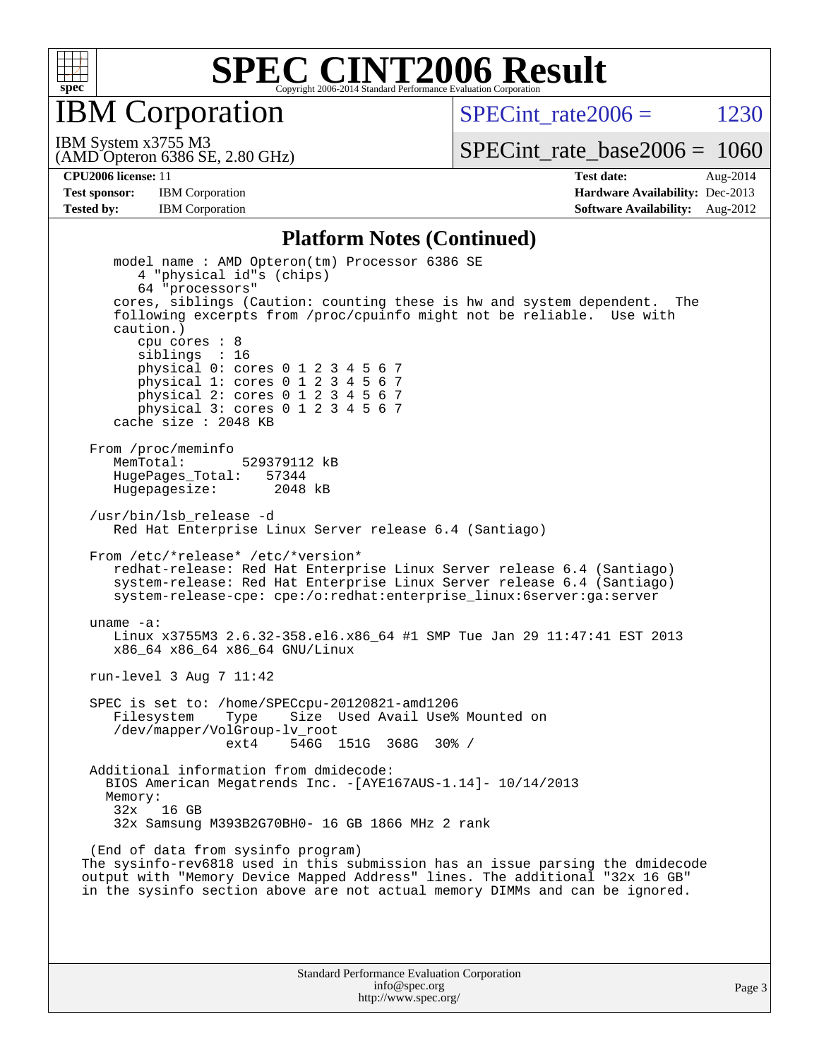# SPEC CINT2006 Result

Copyright 2006-2014 Standard Performance Evaluation Corporation

## IBM Corporation

IBM System x3755 M3
(AMD Opteron 6386 SE, 2.80 GHz)

SPECint_rate2006 = 1230

SPECint_rate_base2006 = 1060

**CPU2006 license:** 11
**Test sponsor:** IBM Corporation
**Tested by:** IBM Corporation

**Test date:** Aug-2014
**Hardware Availability:** Dec-2013
**Software Availability:** Aug-2012

### Platform Notes (Continued)

```
      model name : AMD Opteron(tm) Processor 6386 SE
         4 "physical id"s (chips)
         64 "processors"
      cores, siblings (Caution: counting these is hw and system dependent.  The
      following excerpts from /proc/cpuinfo might not be reliable.  Use with
      caution.)
         cpu cores : 8
         siblings  : 16
         physical 0: cores 0 1 2 3 4 5 6 7
         physical 1: cores 0 1 2 3 4 5 6 7
         physical 2: cores 0 1 2 3 4 5 6 7
         physical 3: cores 0 1 2 3 4 5 6 7
      cache size : 2048 KB

   From /proc/meminfo
      MemTotal:       529379112 kB
      HugePages_Total:   57344
      Hugepagesize:       2048 kB

   /usr/bin/lsb_release -d
      Red Hat Enterprise Linux Server release 6.4 (Santiago)

   From /etc/*release* /etc/*version*
      redhat-release: Red Hat Enterprise Linux Server release 6.4 (Santiago)
      system-release: Red Hat Enterprise Linux Server release 6.4 (Santiago)
      system-release-cpe: cpe:/o:redhat:enterprise_linux:6server:ga:server

   uname -a:
      Linux x3755M3 2.6.32-358.el6.x86_64 #1 SMP Tue Jan 29 11:47:41 EST 2013
      x86_64 x86_64 x86_64 GNU/Linux

   run-level 3 Aug 7 11:42

   SPEC is set to: /home/SPECcpu-20120821-amd1206
      Filesystem     Type    Size  Used Avail Use% Mounted on
      /dev/mapper/VolGroup-lv_root
                     ext4    546G  151G  368G  30% /

   Additional information from dmidecode:
     BIOS American Megatrends Inc. -[AYE167AUS-1.14]- 10/14/2013
     Memory:
      32x   16 GB
      32x Samsung M393B2G70BH0- 16 GB 1866 MHz 2 rank

   (End of data from sysinfo program)
  The sysinfo-rev6818 used in this submission has an issue parsing the dmidecode
  output with "Memory Device Mapped Address" lines. The additional "32x 16 GB"
  in the sysinfo section above are not actual memory DIMMs and can be ignored.
```

Standard Performance Evaluation Corporation
info@spec.org
http://www.spec.org/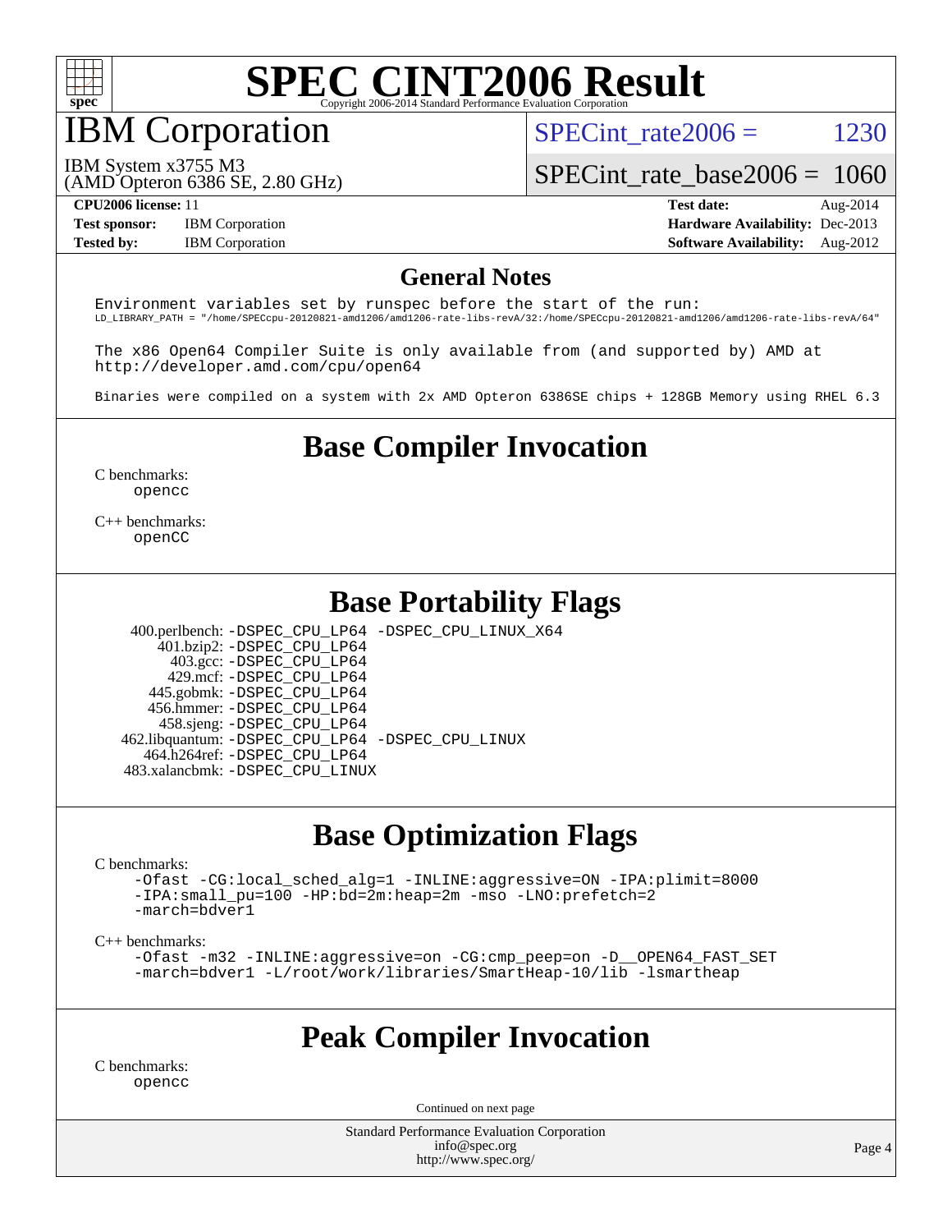# SPEC CINT2006 Result

Copyright 2006-2014 Standard Performance Evaluation Corporation

## IBM Corporation

IBM System x3755 M3
(AMD Opteron 6386 SE, 2.80 GHz)

SPECint_rate2006 = 1230

SPECint_rate_base2006 = 1060

**CPU2006 license:** 11
**Test sponsor:** IBM Corporation
**Tested by:** IBM Corporation

**Test date:** Aug-2014
**Hardware Availability:** Dec-2013
**Software Availability:** Aug-2012

## General Notes

```
Environment variables set by runspec before the start of the run:
LD_LIBRARY_PATH = "/home/SPECcpu-20120821-amd1206/amd1206-rate-libs-revA/32:/home/SPECcpu-20120821-amd1206/amd1206-rate-libs-revA/64"

The x86 Open64 Compiler Suite is only available from (and supported by) AMD at
http://developer.amd.com/cpu/open64

Binaries were compiled on a system with 2x AMD Opteron 6386SE chips + 128GB Memory using RHEL 6.3
```

## Base Compiler Invocation

C benchmarks:
opencc

C++ benchmarks:
openCC

## Base Portability Flags

400.perlbench: -DSPEC_CPU_LP64 -DSPEC_CPU_LINUX_X64
401.bzip2: -DSPEC_CPU_LP64
403.gcc: -DSPEC_CPU_LP64
429.mcf: -DSPEC_CPU_LP64
445.gobmk: -DSPEC_CPU_LP64
456.hmmer: -DSPEC_CPU_LP64
458.sjeng: -DSPEC_CPU_LP64
462.libquantum: -DSPEC_CPU_LP64 -DSPEC_CPU_LINUX
464.h264ref: -DSPEC_CPU_LP64
483.xalancbmk: -DSPEC_CPU_LINUX

## Base Optimization Flags

C benchmarks:
-Ofast -CG:local_sched_alg=1 -INLINE:aggressive=ON -IPA:plimit=8000
-IPA:small_pu=100 -HP:bd=2m:heap=2m -mso -LNO:prefetch=2
-march=bdver1

C++ benchmarks:
-Ofast -m32 -INLINE:aggressive=on -CG:cmp_peep=on -D__OPEN64_FAST_SET
-march=bdver1 -L/root/work/libraries/SmartHeap-10/lib -lsmartheap

## Peak Compiler Invocation

C benchmarks:
opencc

Continued on next page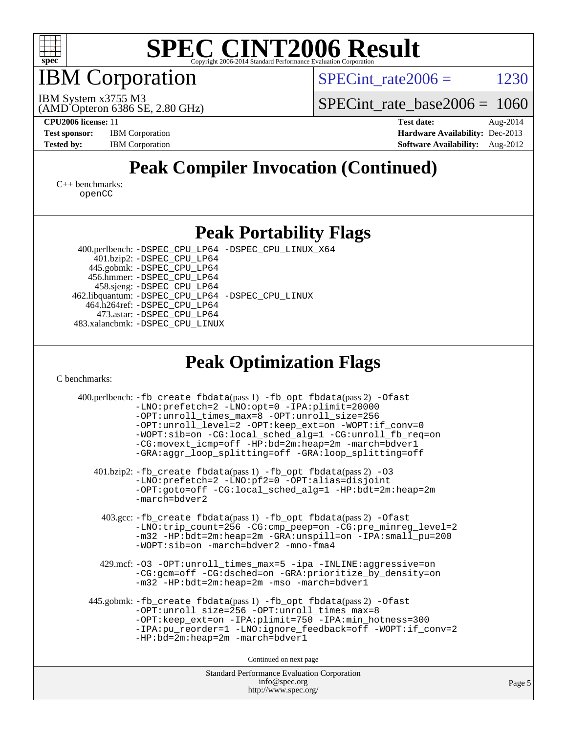# Peak Compiler Invocation (Continued)

C++ benchmarks:
openCC

# Peak Portability Flags

400.perlbench: -DSPEC_CPU_LP64 -DSPEC_CPU_LINUX_X64
401.bzip2: -DSPEC_CPU_LP64
445.gobmk: -DSPEC_CPU_LP64
456.hmmer: -DSPEC_CPU_LP64
458.sjeng: -DSPEC_CPU_LP64
462.libquantum: -DSPEC_CPU_LP64 -DSPEC_CPU_LINUX
464.h264ref: -DSPEC_CPU_LP64
473.astar: -DSPEC_CPU_LP64
483.xalancbmk: -DSPEC_CPU_LINUX

# Peak Optimization Flags

C benchmarks:

400.perlbench: -fb_create fbdata(pass 1) -fb_opt fbdata(pass 2) -Ofast -LNO:prefetch=2 -LNO:opt=0 -IPA:plimit=20000 -OPT:unroll_times_max=8 -OPT:unroll_size=256 -OPT:unroll_level=2 -OPT:keep_ext=on -WOPT:if_conv=0 -WOPT:sib=on -CG:local_sched_alg=1 -CG:unroll_fb_req=on -CG:movext_icmp=off -HP:bd=2m:heap=2m -march=bdver1 -GRA:aggr_loop_splitting=off -GRA:loop_splitting=off

401.bzip2: -fb_create fbdata(pass 1) -fb_opt fbdata(pass 2) -O3 -LNO:prefetch=2 -LNO:pf2=0 -OPT:alias=disjoint -OPT:goto=off -CG:local_sched_alg=1 -HP:bdt=2m:heap=2m -march=bdver2

403.gcc: -fb_create fbdata(pass 1) -fb_opt fbdata(pass 2) -Ofast -LNO:trip_count=256 -CG:cmp_peep=on -CG:pre_minreg_level=2 -m32 -HP:bdt=2m:heap=2m -GRA:unspill=on -IPA:small_pu=200 -WOPT:sib=on -march=bdver2 -mno-fma4

429.mcf: -O3 -OPT:unroll_times_max=5 -ipa -INLINE:aggressive=on -CG:gcm=off -CG:dsched=on -GRA:prioritize_by_density=on -m32 -HP:bdt=2m:heap=2m -mso -march=bdver1

445.gobmk: -fb_create fbdata(pass 1) -fb_opt fbdata(pass 2) -Ofast -OPT:unroll_size=256 -OPT:unroll_times_max=8 -OPT:keep_ext=on -IPA:plimit=750 -IPA:min_hotness=300 -IPA:pu_reorder=1 -LNO:ignore_feedback=off -WOPT:if_conv=2 -HP:bd=2m:heap=2m -march=bdver1

Continued on next page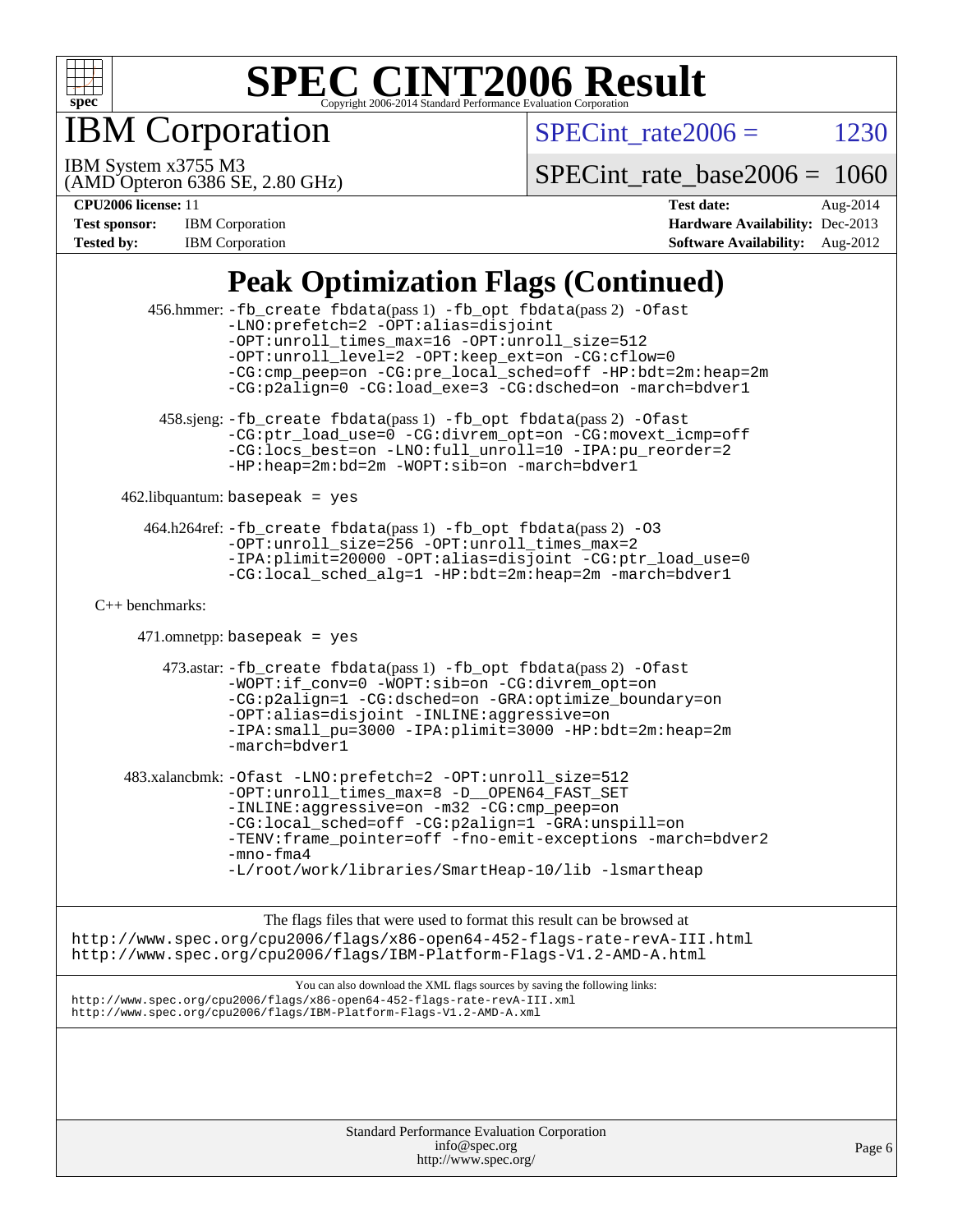# SPEC CINT2006 Result

Copyright 2006-2014 Standard Performance Evaluation Corporation

## IBM Corporation

IBM System x3755 M3
(AMD Opteron 6386 SE, 2.80 GHz)

SPECint_rate2006 = 1230

SPECint_rate_base2006 = 1060

| | | | |
|---|---|---|---|
| **CPU2006 license:** 11 | | **Test date:** | Aug-2014 |
| **Test sponsor:** | IBM Corporation | **Hardware Availability:** | Dec-2013 |
| **Tested by:** | IBM Corporation | **Software Availability:** | Aug-2012 |

## Peak Optimization Flags (Continued)

456.hmmer: `-fb_create fbdata`(pass 1) `-fb_opt fbdata`(pass 2) `-Ofast -LNO:prefetch=2 -OPT:alias=disjoint -OPT:unroll_times_max=16 -OPT:unroll_size=512 -OPT:unroll_level=2 -OPT:keep_ext=on -CG:cflow=0 -CG:cmp_peep=on -CG:pre_local_sched=off -HP:bdt=2m:heap=2m -CG:p2align=0 -CG:load_exe=3 -CG:dsched=on -march=bdver1`

458.sjeng: `-fb_create fbdata`(pass 1) `-fb_opt fbdata`(pass 2) `-Ofast -CG:ptr_load_use=0 -CG:divrem_opt=on -CG:movext_icmp=off -CG:locs_best=on -LNO:full_unroll=10 -IPA:pu_reorder=2 -HP:heap=2m:bd=2m -WOPT:sib=on -march=bdver1`

462.libquantum: `basepeak = yes`

464.h264ref: `-fb_create fbdata`(pass 1) `-fb_opt fbdata`(pass 2) `-O3 -OPT:unroll_size=256 -OPT:unroll_times_max=2 -IPA:plimit=20000 -OPT:alias=disjoint -CG:ptr_load_use=0 -CG:local_sched_alg=1 -HP:bdt=2m:heap=2m -march=bdver1`

C++ benchmarks:

471.omnetpp: `basepeak = yes`

473.astar: `-fb_create fbdata`(pass 1) `-fb_opt fbdata`(pass 2) `-Ofast -WOPT:if_conv=0 -WOPT:sib=on -CG:divrem_opt=on -CG:p2align=1 -CG:dsched=on -GRA:optimize_boundary=on -OPT:alias=disjoint -INLINE:aggressive=on -IPA:small_pu=3000 -IPA:plimit=3000 -HP:bdt=2m:heap=2m -march=bdver1`

483.xalancbmk: `-Ofast -LNO:prefetch=2 -OPT:unroll_size=512 -OPT:unroll_times_max=8 -D__OPEN64_FAST_SET -INLINE:aggressive=on -m32 -CG:cmp_peep=on -CG:local_sched=off -CG:p2align=1 -GRA:unspill=on -TENV:frame_pointer=off -fno-emit-exceptions -march=bdver2 -mno-fma4 -L/root/work/libraries/SmartHeap-10/lib -lsmartheap`

The flags files that were used to format this result can be browsed at
http://www.spec.org/cpu2006/flags/x86-open64-452-flags-rate-revA-III.html
http://www.spec.org/cpu2006/flags/IBM-Platform-Flags-V1.2-AMD-A.html

You can also download the XML flags sources by saving the following links:
http://www.spec.org/cpu2006/flags/x86-open64-452-flags-rate-revA-III.xml
http://www.spec.org/cpu2006/flags/IBM-Platform-Flags-V1.2-AMD-A.xml

Standard Performance Evaluation Corporation
info@spec.org
http://www.spec.org/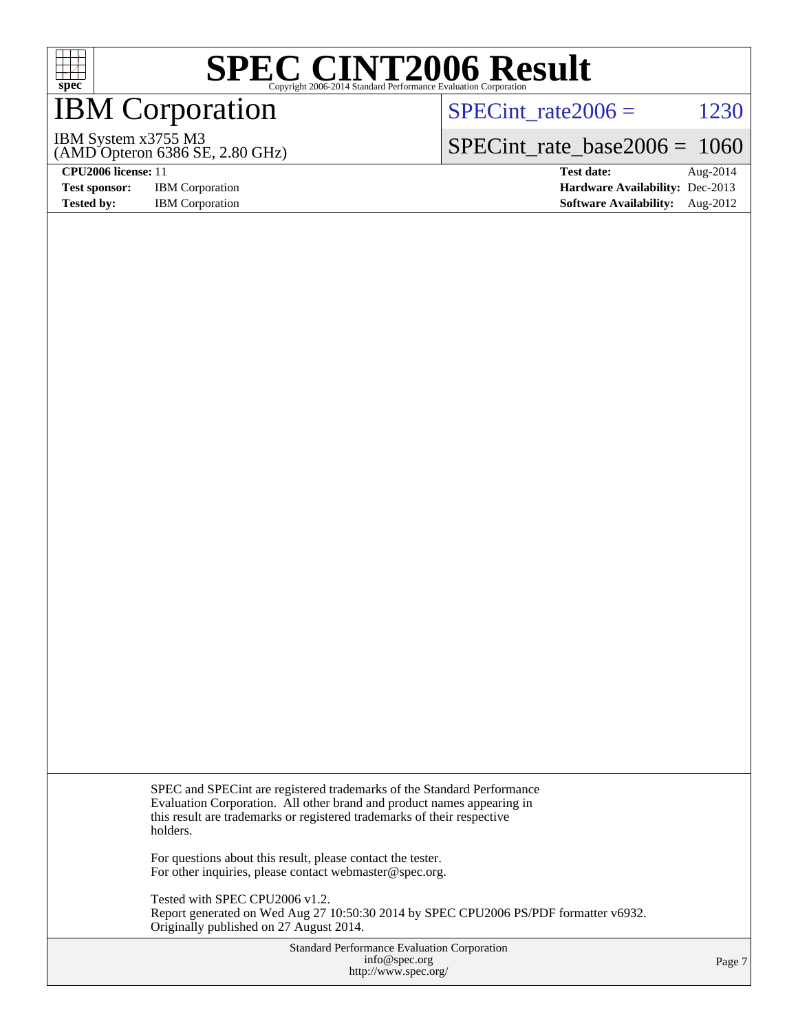# SPEC CINT2006 Result

Copyright 2006-2014 Standard Performance Evaluation Corporation

## IBM Corporation

IBM System x3755 M3
(AMD Opteron 6386 SE, 2.80 GHz)

SPECint_rate2006 = 1230

SPECint_rate_base2006 = 1060

**CPU2006 license:** 11
**Test sponsor:** IBM Corporation
**Tested by:** IBM Corporation

**Test date:** Aug-2014
**Hardware Availability:** Dec-2013
**Software Availability:** Aug-2012

SPEC and SPECint are registered trademarks of the Standard Performance Evaluation Corporation. All other brand and product names appearing in this result are trademarks or registered trademarks of their respective holders.

For questions about this result, please contact the tester.
For other inquiries, please contact webmaster@spec.org.

Tested with SPEC CPU2006 v1.2.
Report generated on Wed Aug 27 10:50:30 2014 by SPEC CPU2006 PS/PDF formatter v6932.
Originally published on 27 August 2014.

Standard Performance Evaluation Corporation
info@spec.org
http://www.spec.org/